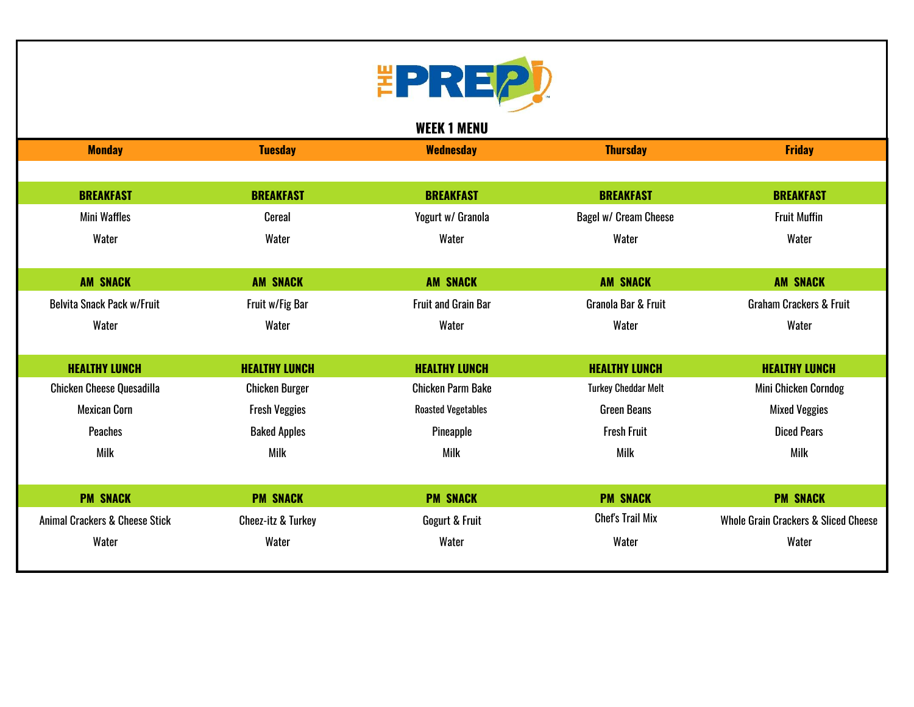# THE PREP!

## WEEK 1 MENU

| Monday | Tuesday | Wednesday | Thursday | Friday |
|---|---|---|---|---|
| **BREAKFAST** | **BREAKFAST** | **BREAKFAST** | **BREAKFAST** | **BREAKFAST** |
| Mini Waffles | Cereal | Yogurt w/ Granola | Bagel w/ Cream Cheese | Fruit Muffin |
| Water | Water | Water | Water | Water |
| **AM SNACK** | **AM SNACK** | **AM SNACK** | **AM SNACK** | **AM SNACK** |
| Belvita Snack Pack w/Fruit | Fruit w/Fig Bar | Fruit and Grain Bar | Granola Bar & Fruit | Graham Crackers & Fruit |
| Water | Water | Water | Water | Water |
| **HEALTHY LUNCH** | **HEALTHY LUNCH** | **HEALTHY LUNCH** | **HEALTHY LUNCH** | **HEALTHY LUNCH** |
| Chicken Cheese Quesadilla | Chicken Burger | Chicken Parm Bake | Turkey Cheddar Melt | Mini Chicken Corndog |
| Mexican Corn | Fresh Veggies | Roasted Vegetables | Green Beans | Mixed Veggies |
| Peaches | Baked Apples | Pineapple | Fresh Fruit | Diced Pears |
| Milk | Milk | Milk | Milk | Milk |
| **PM SNACK** | **PM SNACK** | **PM SNACK** | **PM SNACK** | **PM SNACK** |
| Animal Crackers & Cheese Stick | Cheez-itz & Turkey | Gogurt & Fruit | Chef's Trail Mix | Whole Grain Crackers & Sliced Cheese |
| Water | Water | Water | Water | Water |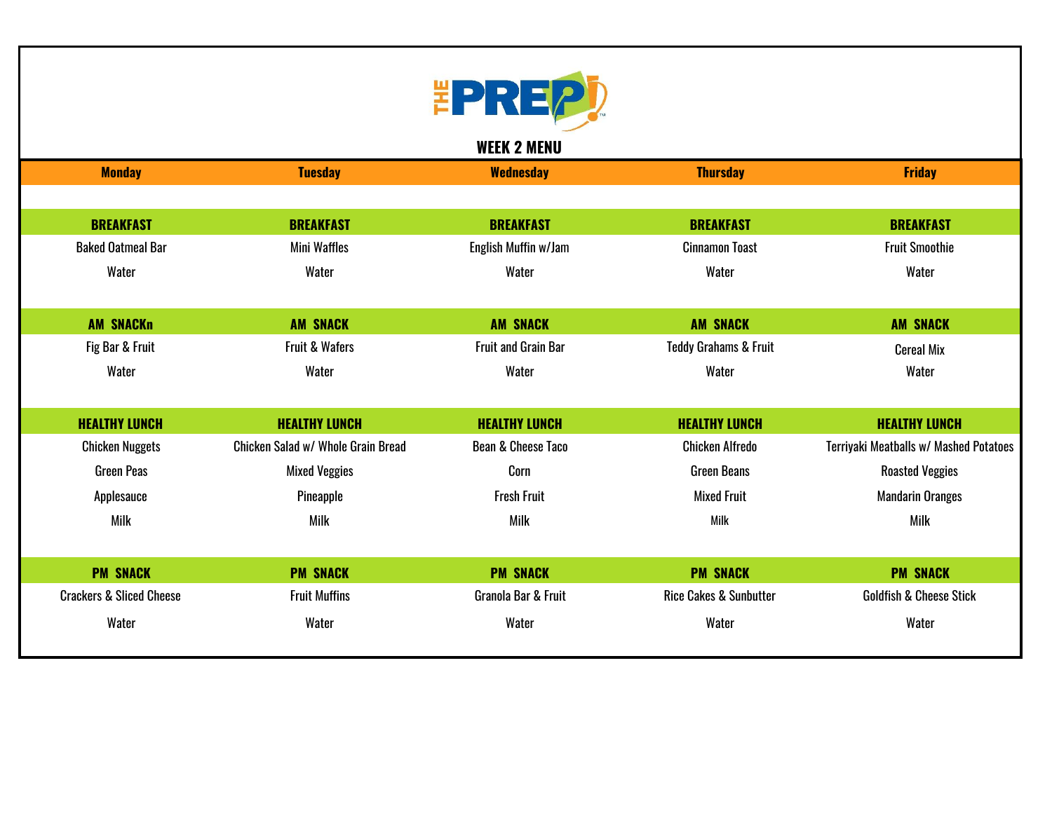# THE PREP!

## WEEK 2 MENU

| Monday | Tuesday | Wednesday | Thursday | Friday |
|---|---|---|---|---|
| **BREAKFAST** | **BREAKFAST** | **BREAKFAST** | **BREAKFAST** | **BREAKFAST** |
| Baked Oatmeal Bar | Mini Waffles | English Muffin w/Jam | Cinnamon Toast | Fruit Smoothie |
| Water | Water | Water | Water | Water |
| **AM SNACKn** | **AM SNACK** | **AM SNACK** | **AM SNACK** | **AM SNACK** |
| Fig Bar & Fruit | Fruit & Wafers | Fruit and Grain Bar | Teddy Grahams & Fruit | Cereal Mix |
| Water | Water | Water | Water | Water |
| **HEALTHY LUNCH** | **HEALTHY LUNCH** | **HEALTHY LUNCH** | **HEALTHY LUNCH** | **HEALTHY LUNCH** |
| Chicken Nuggets | Chicken Salad w/ Whole Grain Bread | Bean & Cheese Taco | Chicken Alfredo | Terriyaki Meatballs w/ Mashed Potatoes |
| Green Peas | Mixed Veggies | Corn | Green Beans | Roasted Veggies |
| Applesauce | Pineapple | Fresh Fruit | Mixed Fruit | Mandarin Oranges |
| Milk | Milk | Milk | Milk | Milk |
| **PM SNACK** | **PM SNACK** | **PM SNACK** | **PM SNACK** | **PM SNACK** |
| Crackers & Sliced Cheese | Fruit Muffins | Granola Bar & Fruit | Rice Cakes & Sunbutter | Goldfish & Cheese Stick |
| Water | Water | Water | Water | Water |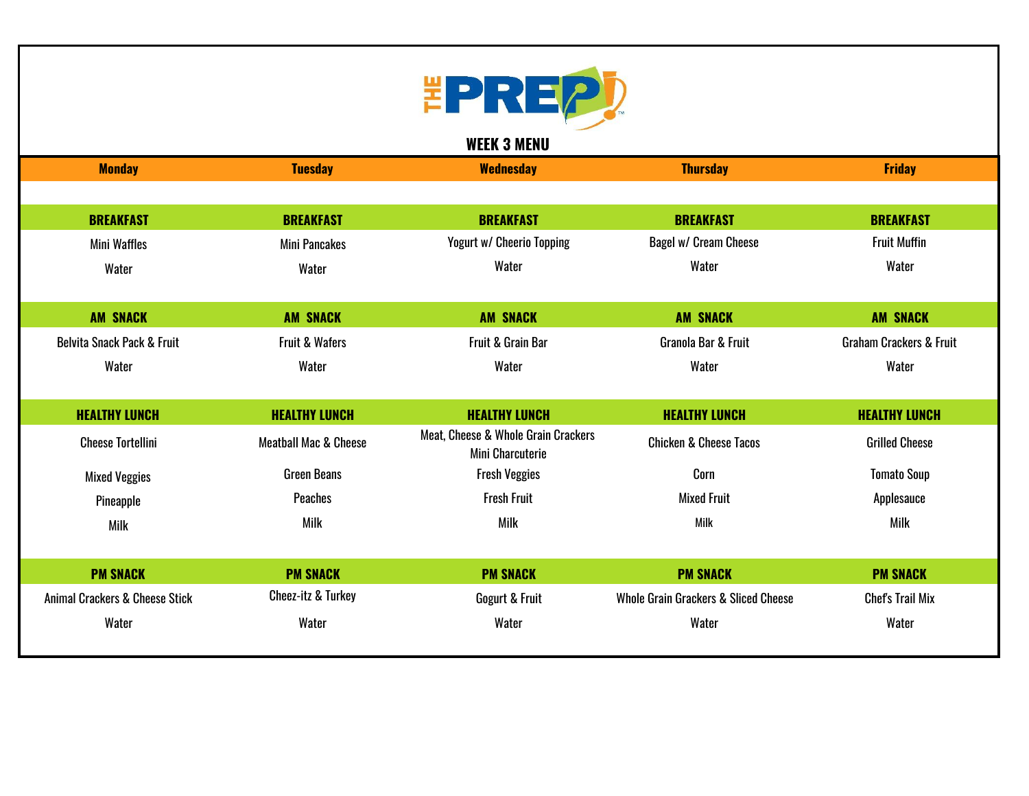# THE PREP!™

## WEEK 3 MENU

| Monday | Tuesday | Wednesday | Thursday | Friday |
|---|---|---|---|---|
| **BREAKFAST** | **BREAKFAST** | **BREAKFAST** | **BREAKFAST** | **BREAKFAST** |
| Mini Waffles | Mini Pancakes | Yogurt w/ Cheerio Topping | Bagel w/ Cream Cheese | Fruit Muffin |
| Water | Water | Water | Water | Water |
| **AM SNACK** | **AM SNACK** | **AM SNACK** | **AM SNACK** | **AM SNACK** |
| Belvita Snack Pack & Fruit | Fruit & Wafers | Fruit & Grain Bar | Granola Bar & Fruit | Graham Crackers & Fruit |
| Water | Water | Water | Water | Water |
| **HEALTHY LUNCH** | **HEALTHY LUNCH** | **HEALTHY LUNCH** | **HEALTHY LUNCH** | **HEALTHY LUNCH** |
| Cheese Tortellini | Meatball Mac & Cheese | Meat, Cheese & Whole Grain Crackers Mini Charcuterie | Chicken & Cheese Tacos | Grilled Cheese |
| Mixed Veggies | Green Beans | Fresh Veggies | Corn | Tomato Soup |
| Pineapple | Peaches | Fresh Fruit | Mixed Fruit | Applesauce |
| Milk | Milk | Milk | Milk | Milk |
| **PM SNACK** | **PM SNACK** | **PM SNACK** | **PM SNACK** | **PM SNACK** |
| Animal Crackers & Cheese Stick | Cheez-itz & Turkey | Gogurt & Fruit | Whole Grain Grackers & Sliced Cheese | Chef's Trail Mix |
| Water | Water | Water | Water | Water |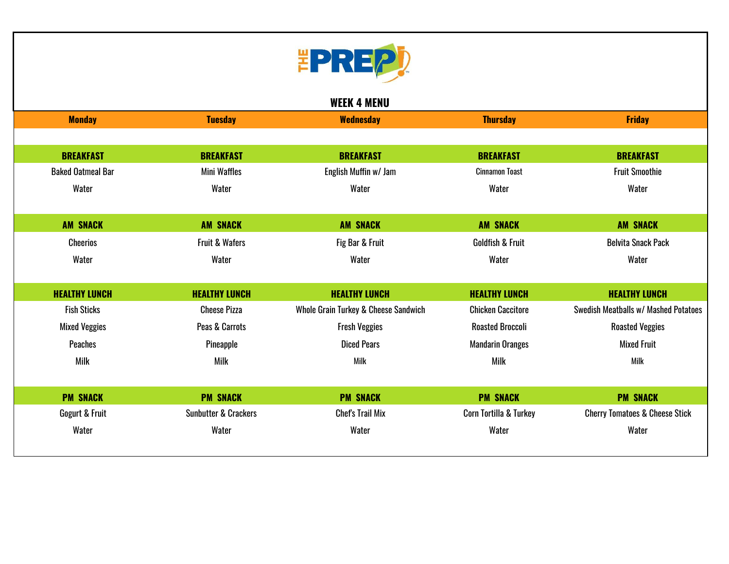# THE PREP!

## WEEK 4 MENU

| Monday | Tuesday | Wednesday | Thursday | Friday |
|---|---|---|---|---|
| **BREAKFAST** | **BREAKFAST** | **BREAKFAST** | **BREAKFAST** | **BREAKFAST** |
| Baked Oatmeal Bar | Mini Waffles | English Muffin w/ Jam | Cinnamon Toast | Fruit Smoothie |
| Water | Water | Water | Water | Water |
| **AM SNACK** | **AM SNACK** | **AM SNACK** | **AM SNACK** | **AM SNACK** |
| Cheerios | Fruit & Wafers | Fig Bar & Fruit | Goldfish & Fruit | Belvita Snack Pack |
| Water | Water | Water | Water | Water |
| **HEALTHY LUNCH** | **HEALTHY LUNCH** | **HEALTHY LUNCH** | **HEALTHY LUNCH** | **HEALTHY LUNCH** |
| Fish Sticks | Cheese Pizza | Whole Grain Turkey & Cheese Sandwich | Chicken Caccitore | Swedish Meatballs w/ Mashed Potatoes |
| Mixed Veggies | Peas & Carrots | Fresh Veggies | Roasted Broccoli | Roasted Veggies |
| Peaches | Pineapple | Diced Pears | Mandarin Oranges | Mixed Fruit |
| Milk | Milk | Milk | Milk | Milk |
| **PM SNACK** | **PM SNACK** | **PM SNACK** | **PM SNACK** | **PM SNACK** |
| Gogurt & Fruit | Sunbutter & Crackers | Chef's Trail Mix | Corn Tortilla & Turkey | Cherry Tomatoes & Cheese Stick |
| Water | Water | Water | Water | Water |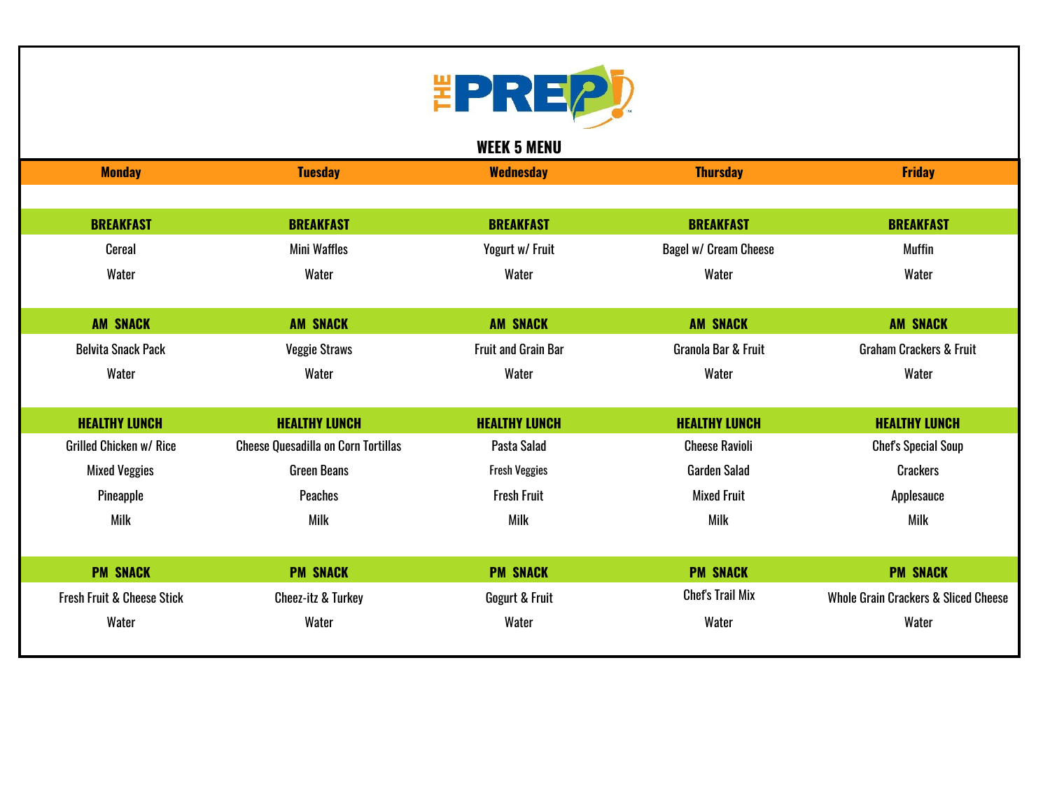# THE PREP!

## WEEK 5 MENU

| Monday | Tuesday | Wednesday | Thursday | Friday |
|---|---|---|---|---|
| **BREAKFAST** | **BREAKFAST** | **BREAKFAST** | **BREAKFAST** | **BREAKFAST** |
| Cereal | Mini Waffles | Yogurt w/ Fruit | Bagel w/ Cream Cheese | Muffin |
| Water | Water | Water | Water | Water |
| **AM SNACK** | **AM SNACK** | **AM SNACK** | **AM SNACK** | **AM SNACK** |
| Belvita Snack Pack | Veggie Straws | Fruit and Grain Bar | Granola Bar & Fruit | Graham Crackers & Fruit |
| Water | Water | Water | Water | Water |
| **HEALTHY LUNCH** | **HEALTHY LUNCH** | **HEALTHY LUNCH** | **HEALTHY LUNCH** | **HEALTHY LUNCH** |
| Grilled Chicken w/ Rice | Cheese Quesadilla on Corn Tortillas | Pasta Salad | Cheese Ravioli | Chef's Special Soup |
| Mixed Veggies | Green Beans | Fresh Veggies | Garden Salad | Crackers |
| Pineapple | Peaches | Fresh Fruit | Mixed Fruit | Applesauce |
| Milk | Milk | Milk | Milk | Milk |
| **PM SNACK** | **PM SNACK** | **PM SNACK** | **PM SNACK** | **PM SNACK** |
| Fresh Fruit & Cheese Stick | Cheez-itz & Turkey | Gogurt & Fruit | Chef's Trail Mix | Whole Grain Crackers & Sliced Cheese |
| Water | Water | Water | Water | Water |